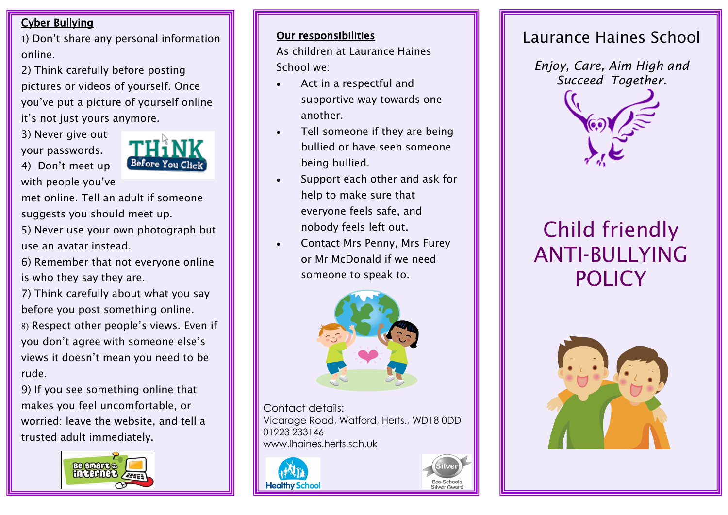## Cyber Bullying

1) Don't share any personal information online.

2) Think carefully before posting pictures or videos of yourself. Once you've put a picture of yourself online it's not just yours anymore.

3) Never give out your passwords.

4) Don't meet up with people you've met online. Tell an adult if someone suggests you should meet up.

5) Never use your own photograph but use an avatar instead.

6) Remember that not everyone online is who they say they are.

7) Think carefully about what you say before you post something online.

8) Respect other people's views. Even if you don't agree with someone else's views it doesn't mean you need to be rude.

9) If you see something online that makes you feel uncomfortable, or worried: leave the website, and tell a trusted adult immediately.

## Our responsibilities

As children at Laurance Haines School we:

- Act in a respectful and supportive way towards one another.
- Tell someone if they are being bullied or have seen someone being bullied.
- Support each other and ask for help to make sure that everyone feels safe, and nobody feels left out.
- Contact Mrs Penny, Mrs Furey or Mr McDonald if we need someone to speak to.

Contact details:
Vicarage Road, Watford, Herts., WD18 0DD
01923 233146
www.lhaines.herts.sch.uk

# Laurance Haines School

*Enjoy, Care, Aim High and Succeed Together.*

# Child friendly ANTI-BULLYING POLICY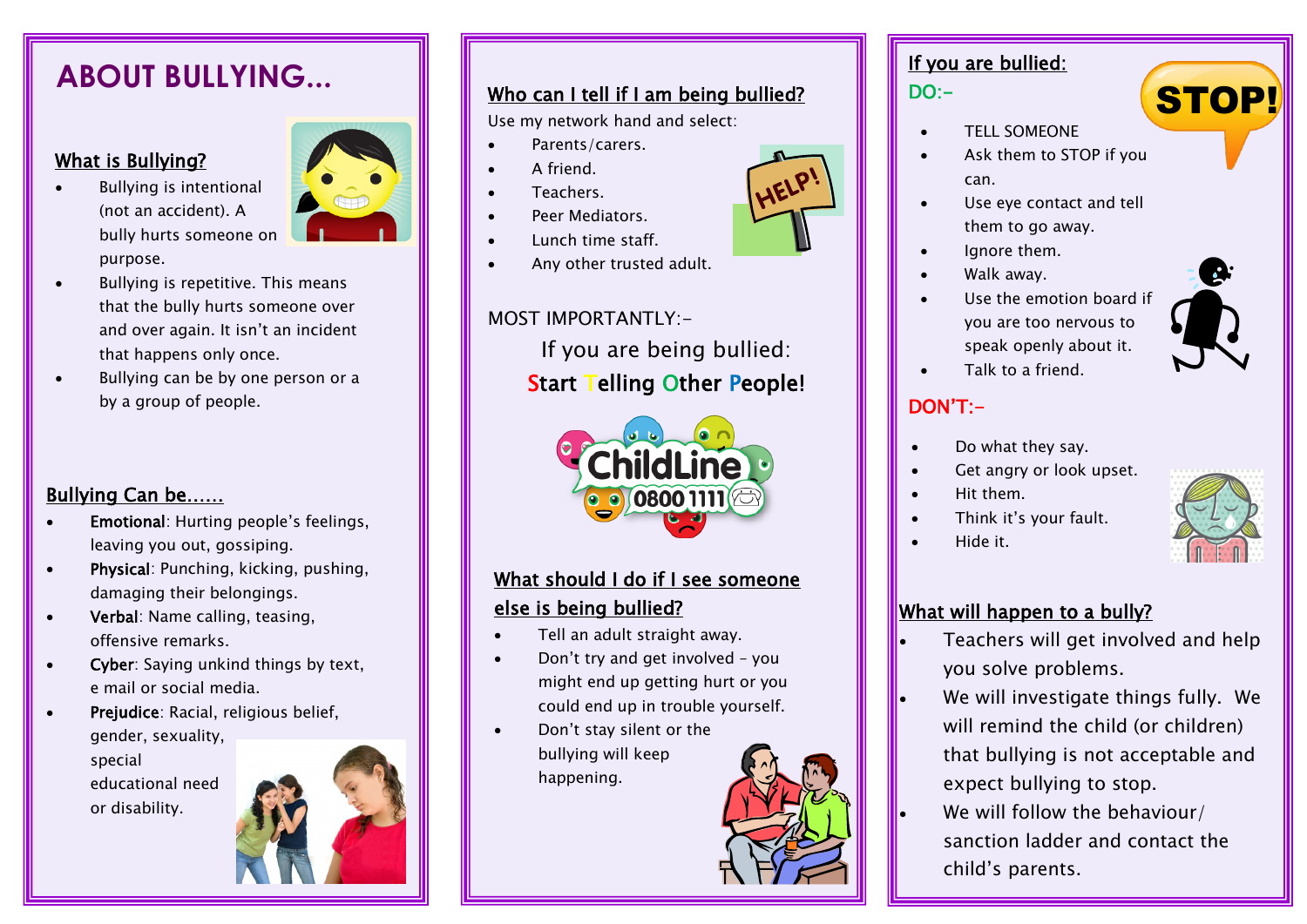# ABOUT BULLYING...

## What is Bullying?

- Bullying is intentional (not an accident). A bully hurts someone on purpose.
- Bullying is repetitive. This means that the bully hurts someone over and over again. It isn't an incident that happens only once.
- Bullying can be by one person or a by a group of people.

## Bullying Can be......

- **Emotional**: Hurting people's feelings, leaving you out, gossiping.
- **Physical**: Punching, kicking, pushing, damaging their belongings.
- **Verbal**: Name calling, teasing, offensive remarks.
- **Cyber**: Saying unkind things by text, e mail or social media.
- **Prejudice**: Racial, religious belief, gender, sexuality, special educational need or disability.

## Who can I tell if I am being bullied?

Use my network hand and select:

- Parents/carers.
- A friend.
- Teachers.
- Peer Mediators.
- Lunch time staff.
- Any other trusted adult.

MOST IMPORTANTLY:-

If you are being bullied:

**Start Telling Other People!**

ChildLine 0800 1111

## What should I do if I see someone else is being bullied?

- Tell an adult straight away.
- Don't try and get involved – you might end up getting hurt or you could end up in trouble yourself.
- Don't stay silent or the bullying will keep happening.

## If you are bullied:

**DO:-**

- TELL SOMEONE
- Ask them to STOP if you can.
- Use eye contact and tell them to go away.
- Ignore them.
- Walk away.
- Use the emotion board if you are too nervous to speak openly about it.
- Talk to a friend.

**DON'T:-**

- Do what they say.
- Get angry or look upset.
- Hit them.
- Think it's your fault.
- Hide it.

## What will happen to a bully?

- Teachers will get involved and help you solve problems.
- We will investigate things fully. We will remind the child (or children) that bullying is not acceptable and expect bullying to stop.
- We will follow the behaviour/ sanction ladder and contact the child's parents.